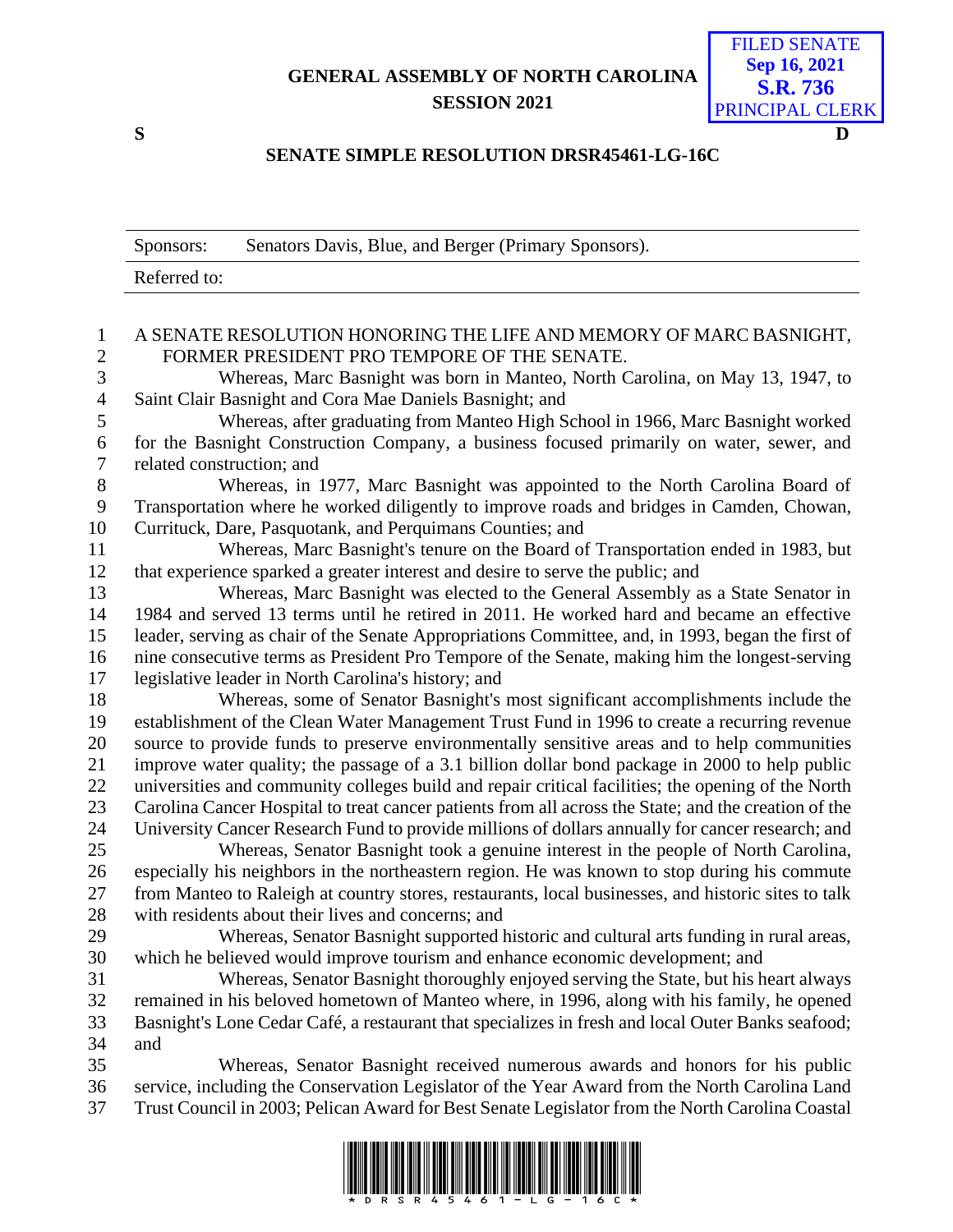**GENERAL ASSEMBLY OF NORTH CAROLINA**
**SESSION 2021**

FILED SENATE
**Sep 16, 2021**
**S.R. 736**
PRINCIPAL CLERK

**S** **D**

**SENATE SIMPLE RESOLUTION DRSR45461-LG-16C**

| Sponsors: | Senators Davis, Blue, and Berger (Primary Sponsors). |
|---|---|
| Referred to: | |

A SENATE RESOLUTION HONORING THE LIFE AND MEMORY OF MARC BASNIGHT, FORMER PRESIDENT PRO TEMPORE OF THE SENATE.

Whereas, Marc Basnight was born in Manteo, North Carolina, on May 13, 1947, to Saint Clair Basnight and Cora Mae Daniels Basnight; and

Whereas, after graduating from Manteo High School in 1966, Marc Basnight worked for the Basnight Construction Company, a business focused primarily on water, sewer, and related construction; and

Whereas, in 1977, Marc Basnight was appointed to the North Carolina Board of Transportation where he worked diligently to improve roads and bridges in Camden, Chowan, Currituck, Dare, Pasquotank, and Perquimans Counties; and

Whereas, Marc Basnight's tenure on the Board of Transportation ended in 1983, but that experience sparked a greater interest and desire to serve the public; and

Whereas, Marc Basnight was elected to the General Assembly as a State Senator in 1984 and served 13 terms until he retired in 2011. He worked hard and became an effective leader, serving as chair of the Senate Appropriations Committee, and, in 1993, began the first of nine consecutive terms as President Pro Tempore of the Senate, making him the longest-serving legislative leader in North Carolina's history; and

Whereas, some of Senator Basnight's most significant accomplishments include the establishment of the Clean Water Management Trust Fund in 1996 to create a recurring revenue source to provide funds to preserve environmentally sensitive areas and to help communities improve water quality; the passage of a 3.1 billion dollar bond package in 2000 to help public universities and community colleges build and repair critical facilities; the opening of the North Carolina Cancer Hospital to treat cancer patients from all across the State; and the creation of the University Cancer Research Fund to provide millions of dollars annually for cancer research; and

Whereas, Senator Basnight took a genuine interest in the people of North Carolina, especially his neighbors in the northeastern region. He was known to stop during his commute from Manteo to Raleigh at country stores, restaurants, local businesses, and historic sites to talk with residents about their lives and concerns; and

Whereas, Senator Basnight supported historic and cultural arts funding in rural areas, which he believed would improve tourism and enhance economic development; and

Whereas, Senator Basnight thoroughly enjoyed serving the State, but his heart always remained in his beloved hometown of Manteo where, in 1996, along with his family, he opened Basnight's Lone Cedar Café, a restaurant that specializes in fresh and local Outer Banks seafood; and

Whereas, Senator Basnight received numerous awards and honors for his public service, including the Conservation Legislator of the Year Award from the North Carolina Land Trust Council in 2003; Pelican Award for Best Senate Legislator from the North Carolina Coastal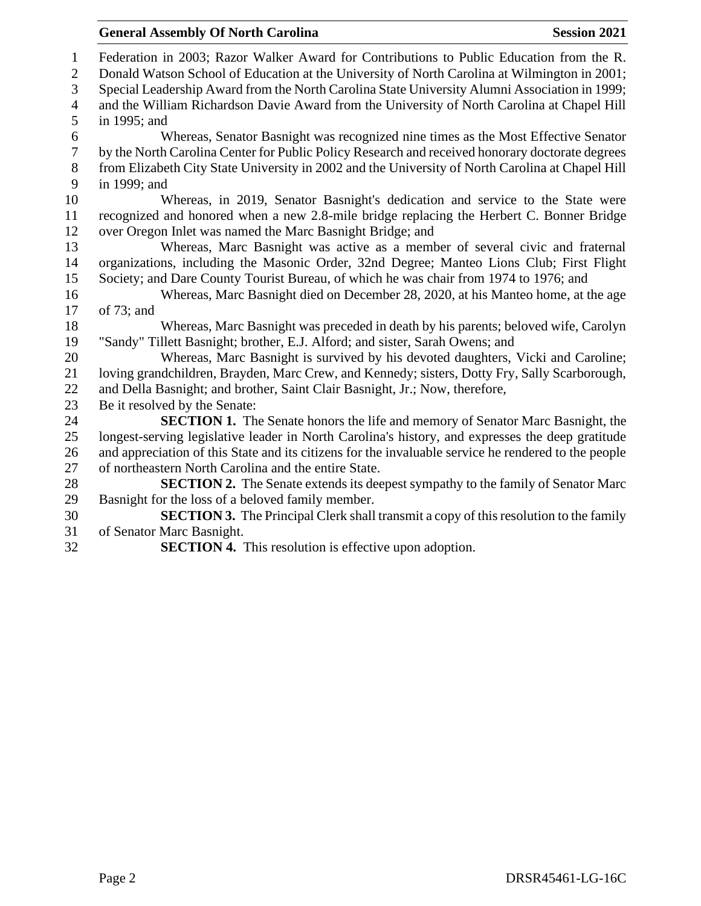Federation in 2003; Razor Walker Award for Contributions to Public Education from the R. Donald Watson School of Education at the University of North Carolina at Wilmington in 2001; Special Leadership Award from the North Carolina State University Alumni Association in 1999; and the William Richardson Davie Award from the University of North Carolina at Chapel Hill in 1995; and

Whereas, Senator Basnight was recognized nine times as the Most Effective Senator by the North Carolina Center for Public Policy Research and received honorary doctorate degrees from Elizabeth City State University in 2002 and the University of North Carolina at Chapel Hill in 1999; and

Whereas, in 2019, Senator Basnight's dedication and service to the State were recognized and honored when a new 2.8-mile bridge replacing the Herbert C. Bonner Bridge over Oregon Inlet was named the Marc Basnight Bridge; and

Whereas, Marc Basnight was active as a member of several civic and fraternal organizations, including the Masonic Order, 32nd Degree; Manteo Lions Club; First Flight Society; and Dare County Tourist Bureau, of which he was chair from 1974 to 1976; and

Whereas, Marc Basnight died on December 28, 2020, at his Manteo home, at the age of 73; and

Whereas, Marc Basnight was preceded in death by his parents; beloved wife, Carolyn "Sandy" Tillett Basnight; brother, E.J. Alford; and sister, Sarah Owens; and

Whereas, Marc Basnight is survived by his devoted daughters, Vicki and Caroline; loving grandchildren, Brayden, Marc Crew, and Kennedy; sisters, Dotty Fry, Sally Scarborough, and Della Basnight; and brother, Saint Clair Basnight, Jr.; Now, therefore,

Be it resolved by the Senate:

**SECTION 1.** The Senate honors the life and memory of Senator Marc Basnight, the longest-serving legislative leader in North Carolina's history, and expresses the deep gratitude and appreciation of this State and its citizens for the invaluable service he rendered to the people of northeastern North Carolina and the entire State.

**SECTION 2.** The Senate extends its deepest sympathy to the family of Senator Marc Basnight for the loss of a beloved family member.

**SECTION 3.** The Principal Clerk shall transmit a copy of this resolution to the family of Senator Marc Basnight.

**SECTION 4.** This resolution is effective upon adoption.